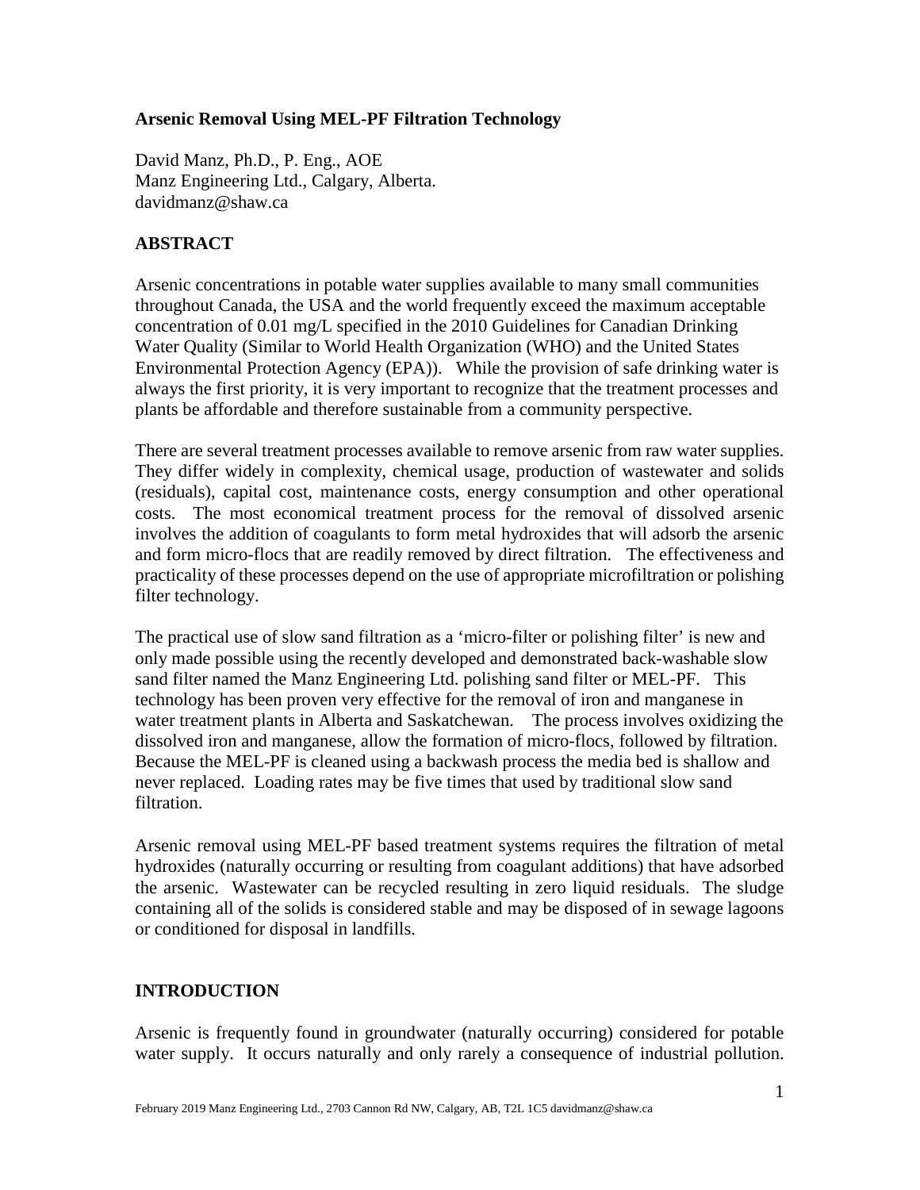# Arsenic Removal Using MEL-PF Filtration Technology

David Manz, Ph.D., P. Eng., AOE
Manz Engineering Ltd., Calgary, Alberta.
davidmanz@shaw.ca

## ABSTRACT

Arsenic concentrations in potable water supplies available to many small communities throughout Canada, the USA and the world frequently exceed the maximum acceptable concentration of 0.01 mg/L specified in the 2010 Guidelines for Canadian Drinking Water Quality (Similar to World Health Organization (WHO) and the United States Environmental Protection Agency (EPA)). While the provision of safe drinking water is always the first priority, it is very important to recognize that the treatment processes and plants be affordable and therefore sustainable from a community perspective.

There are several treatment processes available to remove arsenic from raw water supplies. They differ widely in complexity, chemical usage, production of wastewater and solids (residuals), capital cost, maintenance costs, energy consumption and other operational costs. The most economical treatment process for the removal of dissolved arsenic involves the addition of coagulants to form metal hydroxides that will adsorb the arsenic and form micro-flocs that are readily removed by direct filtration. The effectiveness and practicality of these processes depend on the use of appropriate microfiltration or polishing filter technology.

The practical use of slow sand filtration as a 'micro-filter or polishing filter' is new and only made possible using the recently developed and demonstrated back-washable slow sand filter named the Manz Engineering Ltd. polishing sand filter or MEL-PF. This technology has been proven very effective for the removal of iron and manganese in water treatment plants in Alberta and Saskatchewan. The process involves oxidizing the dissolved iron and manganese, allow the formation of micro-flocs, followed by filtration. Because the MEL-PF is cleaned using a backwash process the media bed is shallow and never replaced. Loading rates may be five times that used by traditional slow sand filtration.

Arsenic removal using MEL-PF based treatment systems requires the filtration of metal hydroxides (naturally occurring or resulting from coagulant additions) that have adsorbed the arsenic. Wastewater can be recycled resulting in zero liquid residuals. The sludge containing all of the solids is considered stable and may be disposed of in sewage lagoons or conditioned for disposal in landfills.

## INTRODUCTION

Arsenic is frequently found in groundwater (naturally occurring) considered for potable water supply. It occurs naturally and only rarely a consequence of industrial pollution.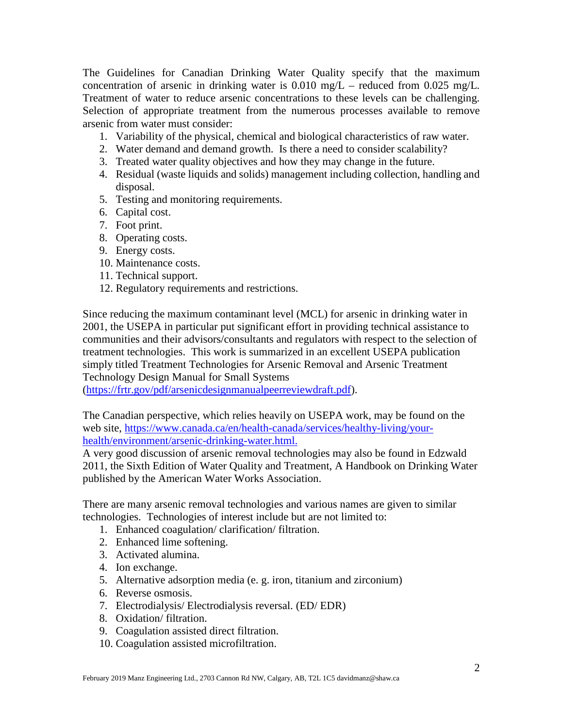The Guidelines for Canadian Drinking Water Quality specify that the maximum concentration of arsenic in drinking water is 0.010 mg/L – reduced from 0.025 mg/L. Treatment of water to reduce arsenic concentrations to these levels can be challenging. Selection of appropriate treatment from the numerous processes available to remove arsenic from water must consider:

1. Variability of the physical, chemical and biological characteristics of raw water.
2. Water demand and demand growth. Is there a need to consider scalability?
3. Treated water quality objectives and how they may change in the future.
4. Residual (waste liquids and solids) management including collection, handling and disposal.
5. Testing and monitoring requirements.
6. Capital cost.
7. Foot print.
8. Operating costs.
9. Energy costs.
10. Maintenance costs.
11. Technical support.
12. Regulatory requirements and restrictions.

Since reducing the maximum contaminant level (MCL) for arsenic in drinking water in 2001, the USEPA in particular put significant effort in providing technical assistance to communities and their advisors/consultants and regulators with respect to the selection of treatment technologies. This work is summarized in an excellent USEPA publication simply titled Treatment Technologies for Arsenic Removal and Arsenic Treatment Technology Design Manual for Small Systems (https://frtr.gov/pdf/arsenicdesignmanualpeerreviewdraft.pdf).

The Canadian perspective, which relies heavily on USEPA work, may be found on the web site, https://www.canada.ca/en/health-canada/services/healthy-living/your-health/environment/arsenic-drinking-water.html.
A very good discussion of arsenic removal technologies may also be found in Edzwald 2011, the Sixth Edition of Water Quality and Treatment, A Handbook on Drinking Water published by the American Water Works Association.

There are many arsenic removal technologies and various names are given to similar technologies. Technologies of interest include but are not limited to:

1. Enhanced coagulation/ clarification/ filtration.
2. Enhanced lime softening.
3. Activated alumina.
4. Ion exchange.
5. Alternative adsorption media (e. g. iron, titanium and zirconium)
6. Reverse osmosis.
7. Electrodialysis/ Electrodialysis reversal. (ED/ EDR)
8. Oxidation/ filtration.
9. Coagulation assisted direct filtration.
10. Coagulation assisted microfiltration.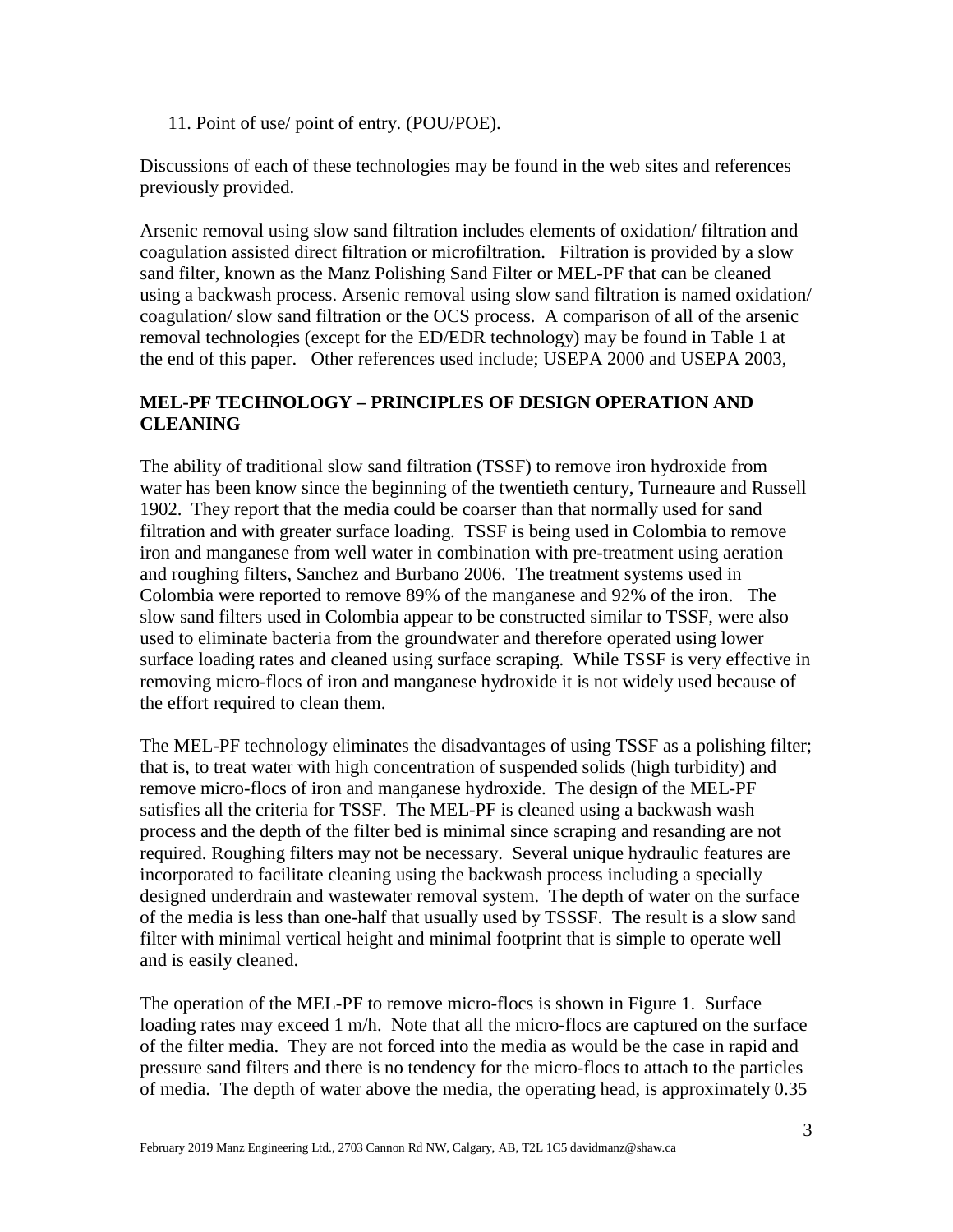11. Point of use/ point of entry. (POU/POE).

Discussions of each of these technologies may be found in the web sites and references previously provided.

Arsenic removal using slow sand filtration includes elements of oxidation/ filtration and coagulation assisted direct filtration or microfiltration. Filtration is provided by a slow sand filter, known as the Manz Polishing Sand Filter or MEL-PF that can be cleaned using a backwash process. Arsenic removal using slow sand filtration is named oxidation/ coagulation/ slow sand filtration or the OCS process. A comparison of all of the arsenic removal technologies (except for the ED/EDR technology) may be found in Table 1 at the end of this paper. Other references used include; USEPA 2000 and USEPA 2003,

## MEL-PF TECHNOLOGY – PRINCIPLES OF DESIGN OPERATION AND CLEANING

The ability of traditional slow sand filtration (TSSF) to remove iron hydroxide from water has been know since the beginning of the twentieth century, Turneaure and Russell 1902. They report that the media could be coarser than that normally used for sand filtration and with greater surface loading. TSSF is being used in Colombia to remove iron and manganese from well water in combination with pre-treatment using aeration and roughing filters, Sanchez and Burbano 2006. The treatment systems used in Colombia were reported to remove 89% of the manganese and 92% of the iron. The slow sand filters used in Colombia appear to be constructed similar to TSSF, were also used to eliminate bacteria from the groundwater and therefore operated using lower surface loading rates and cleaned using surface scraping. While TSSF is very effective in removing micro-flocs of iron and manganese hydroxide it is not widely used because of the effort required to clean them.

The MEL-PF technology eliminates the disadvantages of using TSSF as a polishing filter; that is, to treat water with high concentration of suspended solids (high turbidity) and remove micro-flocs of iron and manganese hydroxide. The design of the MEL-PF satisfies all the criteria for TSSF. The MEL-PF is cleaned using a backwash wash process and the depth of the filter bed is minimal since scraping and resanding are not required. Roughing filters may not be necessary. Several unique hydraulic features are incorporated to facilitate cleaning using the backwash process including a specially designed underdrain and wastewater removal system. The depth of water on the surface of the media is less than one-half that usually used by TSSSF. The result is a slow sand filter with minimal vertical height and minimal footprint that is simple to operate well and is easily cleaned.

The operation of the MEL-PF to remove micro-flocs is shown in Figure 1. Surface loading rates may exceed 1 m/h. Note that all the micro-flocs are captured on the surface of the filter media. They are not forced into the media as would be the case in rapid and pressure sand filters and there is no tendency for the micro-flocs to attach to the particles of media. The depth of water above the media, the operating head, is approximately 0.35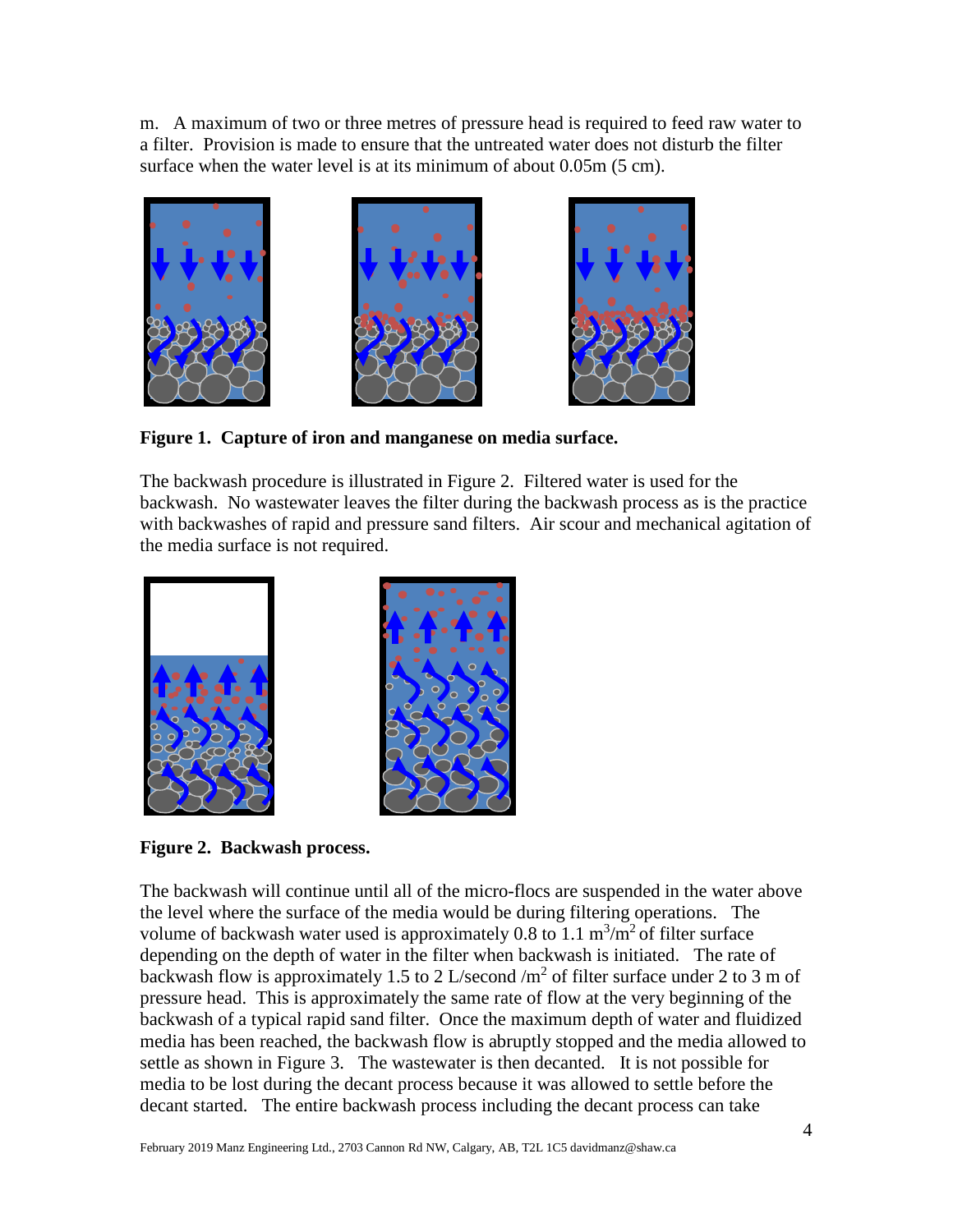m. A maximum of two or three metres of pressure head is required to feed raw water to a filter. Provision is made to ensure that the untreated water does not disturb the filter surface when the water level is at its minimum of about 0.05m (5 cm).

**Figure 1. Capture of iron and manganese on media surface.**

The backwash procedure is illustrated in Figure 2. Filtered water is used for the backwash. No wastewater leaves the filter during the backwash process as is the practice with backwashes of rapid and pressure sand filters. Air scour and mechanical agitation of the media surface is not required.

**Figure 2. Backwash process.**

The backwash will continue until all of the micro-flocs are suspended in the water above the level where the surface of the media would be during filtering operations. The volume of backwash water used is approximately 0.8 to 1.1 $m^3/m^2$ of filter surface depending on the depth of water in the filter when backwash is initiated. The rate of backwash flow is approximately 1.5 to 2 L/second /$m^2$ of filter surface under 2 to 3 m of pressure head. This is approximately the same rate of flow at the very beginning of the backwash of a typical rapid sand filter. Once the maximum depth of water and fluidized media has been reached, the backwash flow is abruptly stopped and the media allowed to settle as shown in Figure 3. The wastewater is then decanted. It is not possible for media to be lost during the decant process because it was allowed to settle before the decant started. The entire backwash process including the decant process can take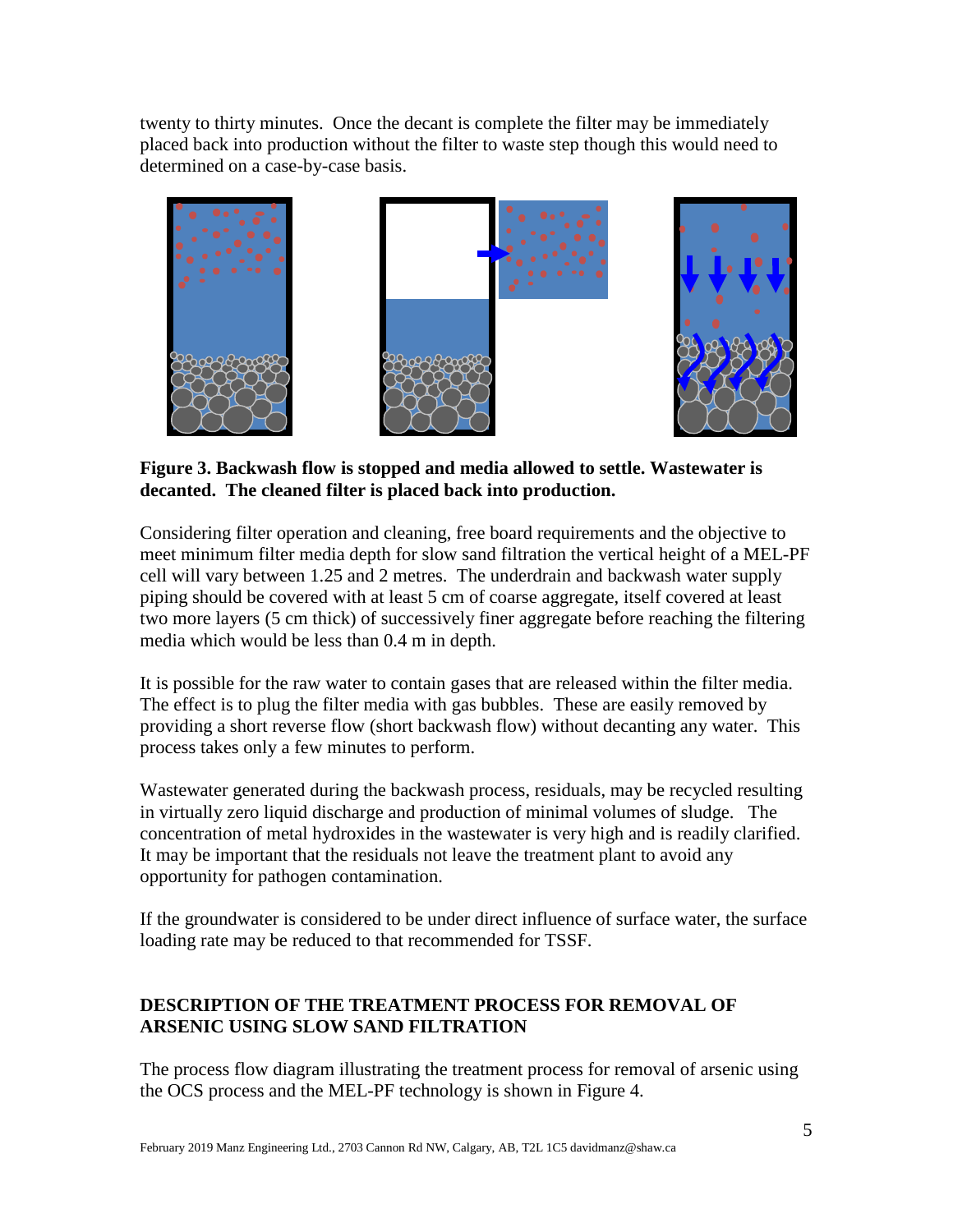twenty to thirty minutes. Once the decant is complete the filter may be immediately placed back into production without the filter to waste step though this would need to determined on a case-by-case basis.

**Figure 3. Backwash flow is stopped and media allowed to settle. Wastewater is decanted. The cleaned filter is placed back into production.**

Considering filter operation and cleaning, free board requirements and the objective to meet minimum filter media depth for slow sand filtration the vertical height of a MEL-PF cell will vary between 1.25 and 2 metres. The underdrain and backwash water supply piping should be covered with at least 5 cm of coarse aggregate, itself covered at least two more layers (5 cm thick) of successively finer aggregate before reaching the filtering media which would be less than 0.4 m in depth.

It is possible for the raw water to contain gases that are released within the filter media. The effect is to plug the filter media with gas bubbles. These are easily removed by providing a short reverse flow (short backwash flow) without decanting any water. This process takes only a few minutes to perform.

Wastewater generated during the backwash process, residuals, may be recycled resulting in virtually zero liquid discharge and production of minimal volumes of sludge. The concentration of metal hydroxides in the wastewater is very high and is readily clarified. It may be important that the residuals not leave the treatment plant to avoid any opportunity for pathogen contamination.

If the groundwater is considered to be under direct influence of surface water, the surface loading rate may be reduced to that recommended for TSSF.

## DESCRIPTION OF THE TREATMENT PROCESS FOR REMOVAL OF ARSENIC USING SLOW SAND FILTRATION

The process flow diagram illustrating the treatment process for removal of arsenic using the OCS process and the MEL-PF technology is shown in Figure 4.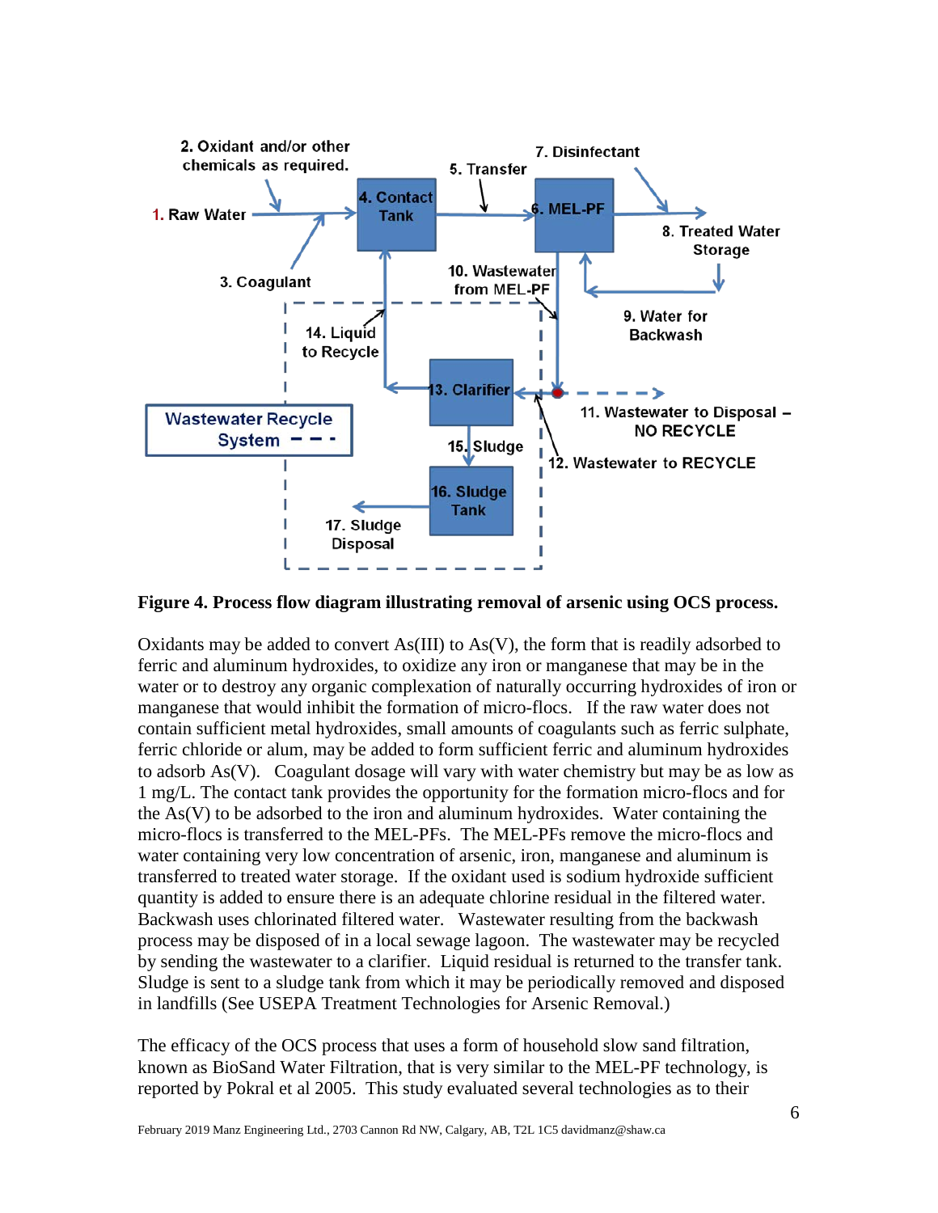**Figure 4. Process flow diagram illustrating removal of arsenic using OCS process.**

Oxidants may be added to convert As(III) to As(V), the form that is readily adsorbed to ferric and aluminum hydroxides, to oxidize any iron or manganese that may be in the water or to destroy any organic complexation of naturally occurring hydroxides of iron or manganese that would inhibit the formation of micro-flocs. If the raw water does not contain sufficient metal hydroxides, small amounts of coagulants such as ferric sulphate, ferric chloride or alum, may be added to form sufficient ferric and aluminum hydroxides to adsorb As(V). Coagulant dosage will vary with water chemistry but may be as low as 1 mg/L. The contact tank provides the opportunity for the formation micro-flocs and for the As(V) to be adsorbed to the iron and aluminum hydroxides. Water containing the micro-flocs is transferred to the MEL-PFs. The MEL-PFs remove the micro-flocs and water containing very low concentration of arsenic, iron, manganese and aluminum is transferred to treated water storage. If the oxidant used is sodium hydroxide sufficient quantity is added to ensure there is an adequate chlorine residual in the filtered water. Backwash uses chlorinated filtered water. Wastewater resulting from the backwash process may be disposed of in a local sewage lagoon. The wastewater may be recycled by sending the wastewater to a clarifier. Liquid residual is returned to the transfer tank. Sludge is sent to a sludge tank from which it may be periodically removed and disposed in landfills (See USEPA Treatment Technologies for Arsenic Removal.)

The efficacy of the OCS process that uses a form of household slow sand filtration, known as BioSand Water Filtration, that is very similar to the MEL-PF technology, is reported by Pokral et al 2005. This study evaluated several technologies as to their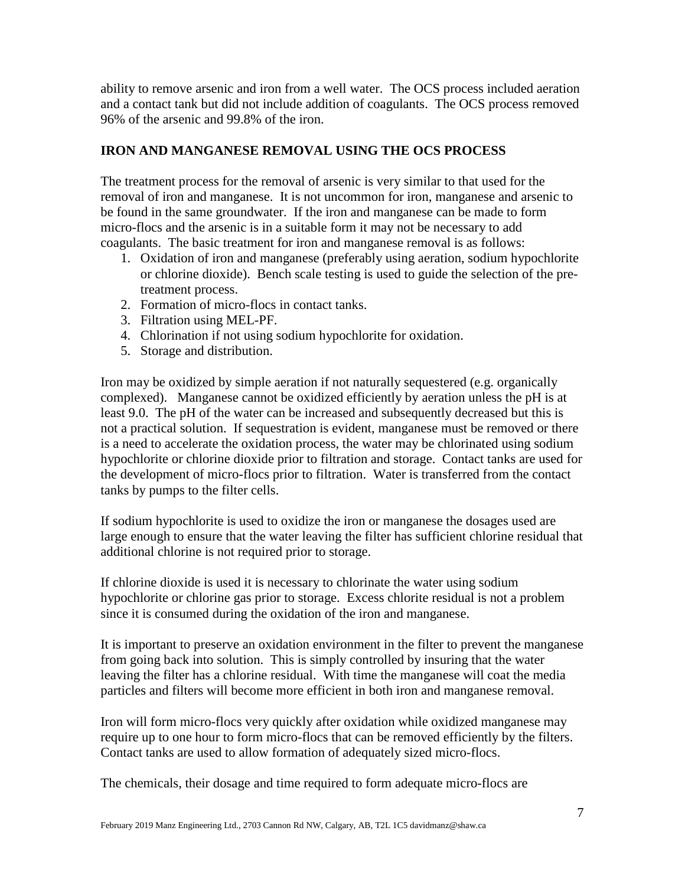ability to remove arsenic and iron from a well water. The OCS process included aeration and a contact tank but did not include addition of coagulants. The OCS process removed 96% of the arsenic and 99.8% of the iron.

## IRON AND MANGANESE REMOVAL USING THE OCS PROCESS

The treatment process for the removal of arsenic is very similar to that used for the removal of iron and manganese. It is not uncommon for iron, manganese and arsenic to be found in the same groundwater. If the iron and manganese can be made to form micro-flocs and the arsenic is in a suitable form it may not be necessary to add coagulants. The basic treatment for iron and manganese removal is as follows:

1. Oxidation of iron and manganese (preferably using aeration, sodium hypochlorite or chlorine dioxide). Bench scale testing is used to guide the selection of the pre-treatment process.
2. Formation of micro-flocs in contact tanks.
3. Filtration using MEL-PF.
4. Chlorination if not using sodium hypochlorite for oxidation.
5. Storage and distribution.

Iron may be oxidized by simple aeration if not naturally sequestered (e.g. organically complexed). Manganese cannot be oxidized efficiently by aeration unless the pH is at least 9.0. The pH of the water can be increased and subsequently decreased but this is not a practical solution. If sequestration is evident, manganese must be removed or there is a need to accelerate the oxidation process, the water may be chlorinated using sodium hypochlorite or chlorine dioxide prior to filtration and storage. Contact tanks are used for the development of micro-flocs prior to filtration. Water is transferred from the contact tanks by pumps to the filter cells.

If sodium hypochlorite is used to oxidize the iron or manganese the dosages used are large enough to ensure that the water leaving the filter has sufficient chlorine residual that additional chlorine is not required prior to storage.

If chlorine dioxide is used it is necessary to chlorinate the water using sodium hypochlorite or chlorine gas prior to storage. Excess chlorite residual is not a problem since it is consumed during the oxidation of the iron and manganese.

It is important to preserve an oxidation environment in the filter to prevent the manganese from going back into solution. This is simply controlled by insuring that the water leaving the filter has a chlorine residual. With time the manganese will coat the media particles and filters will become more efficient in both iron and manganese removal.

Iron will form micro-flocs very quickly after oxidation while oxidized manganese may require up to one hour to form micro-flocs that can be removed efficiently by the filters. Contact tanks are used to allow formation of adequately sized micro-flocs.

The chemicals, their dosage and time required to form adequate micro-flocs are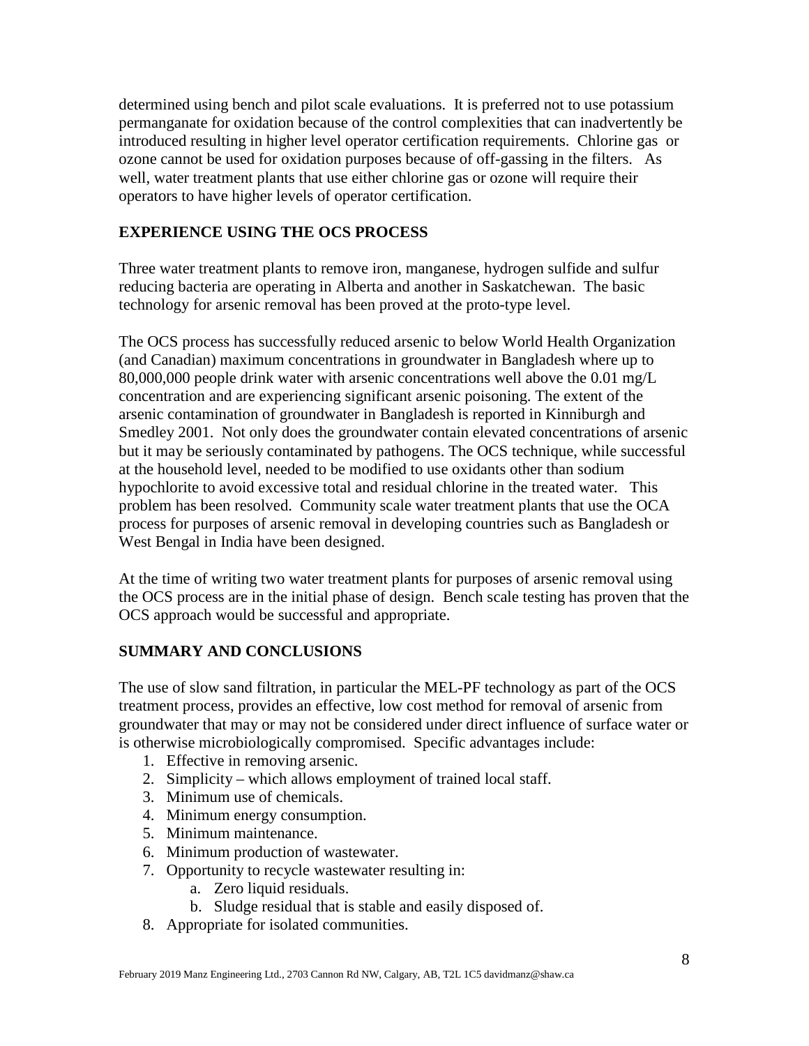determined using bench and pilot scale evaluations. It is preferred not to use potassium permanganate for oxidation because of the control complexities that can inadvertently be introduced resulting in higher level operator certification requirements. Chlorine gas or ozone cannot be used for oxidation purposes because of off-gassing in the filters. As well, water treatment plants that use either chlorine gas or ozone will require their operators to have higher levels of operator certification.

## EXPERIENCE USING THE OCS PROCESS

Three water treatment plants to remove iron, manganese, hydrogen sulfide and sulfur reducing bacteria are operating in Alberta and another in Saskatchewan. The basic technology for arsenic removal has been proved at the proto-type level.

The OCS process has successfully reduced arsenic to below World Health Organization (and Canadian) maximum concentrations in groundwater in Bangladesh where up to 80,000,000 people drink water with arsenic concentrations well above the 0.01 mg/L concentration and are experiencing significant arsenic poisoning. The extent of the arsenic contamination of groundwater in Bangladesh is reported in Kinniburgh and Smedley 2001. Not only does the groundwater contain elevated concentrations of arsenic but it may be seriously contaminated by pathogens. The OCS technique, while successful at the household level, needed to be modified to use oxidants other than sodium hypochlorite to avoid excessive total and residual chlorine in the treated water. This problem has been resolved. Community scale water treatment plants that use the OCA process for purposes of arsenic removal in developing countries such as Bangladesh or West Bengal in India have been designed.

At the time of writing two water treatment plants for purposes of arsenic removal using the OCS process are in the initial phase of design. Bench scale testing has proven that the OCS approach would be successful and appropriate.

## SUMMARY AND CONCLUSIONS

The use of slow sand filtration, in particular the MEL-PF technology as part of the OCS treatment process, provides an effective, low cost method for removal of arsenic from groundwater that may or may not be considered under direct influence of surface water or is otherwise microbiologically compromised. Specific advantages include:

1. Effective in removing arsenic.
2. Simplicity – which allows employment of trained local staff.
3. Minimum use of chemicals.
4. Minimum energy consumption.
5. Minimum maintenance.
6. Minimum production of wastewater.
7. Opportunity to recycle wastewater resulting in:
    a. Zero liquid residuals.
    b. Sludge residual that is stable and easily disposed of.
8. Appropriate for isolated communities.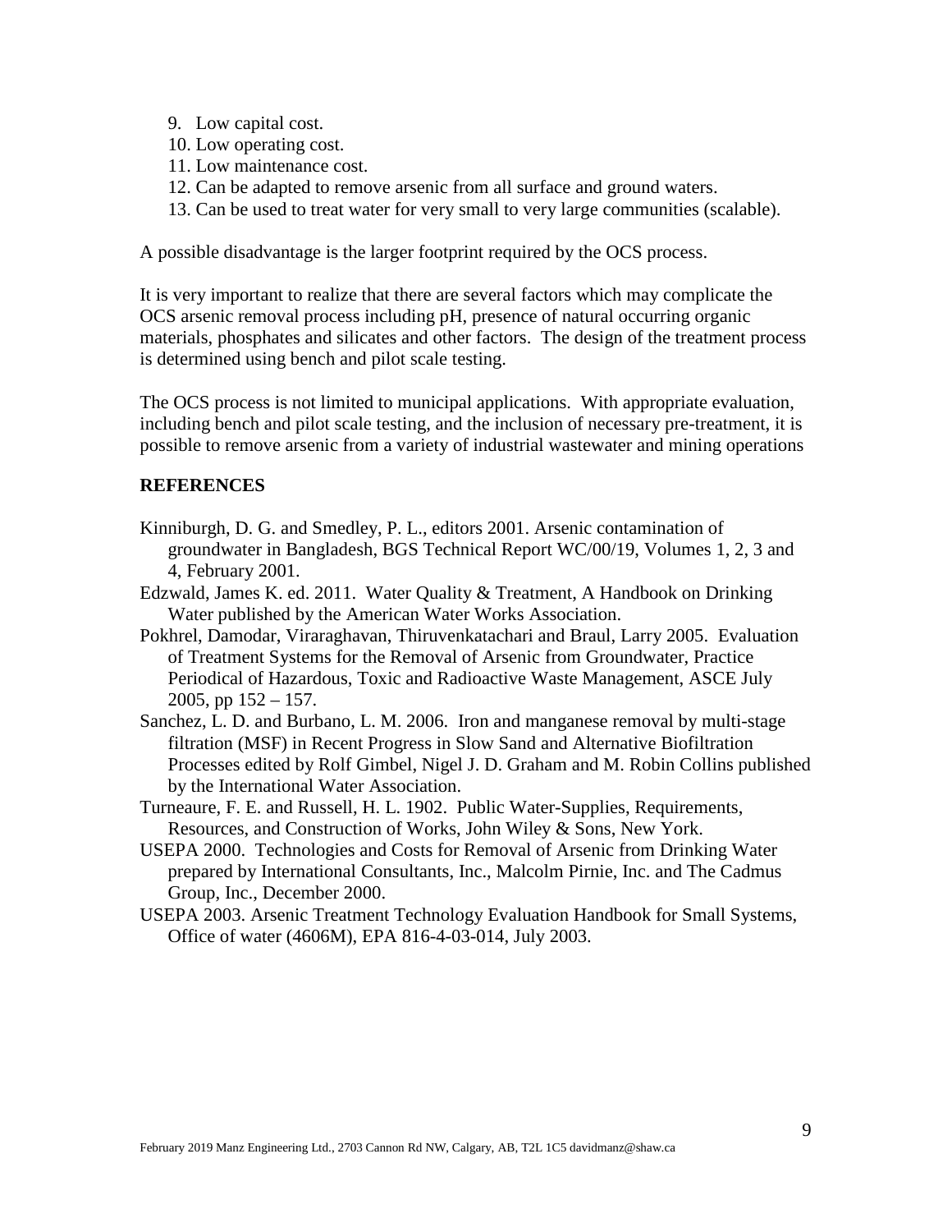9. Low capital cost.
10. Low operating cost.
11. Low maintenance cost.
12. Can be adapted to remove arsenic from all surface and ground waters.
13. Can be used to treat water for very small to very large communities (scalable).

A possible disadvantage is the larger footprint required by the OCS process.

It is very important to realize that there are several factors which may complicate the OCS arsenic removal process including pH, presence of natural occurring organic materials, phosphates and silicates and other factors. The design of the treatment process is determined using bench and pilot scale testing.

The OCS process is not limited to municipal applications. With appropriate evaluation, including bench and pilot scale testing, and the inclusion of necessary pre-treatment, it is possible to remove arsenic from a variety of industrial wastewater and mining operations

## REFERENCES

Kinniburgh, D. G. and Smedley, P. L., editors 2001. Arsenic contamination of groundwater in Bangladesh, BGS Technical Report WC/00/19, Volumes 1, 2, 3 and 4, February 2001.

Edzwald, James K. ed. 2011. Water Quality & Treatment, A Handbook on Drinking Water published by the American Water Works Association.

Pokhrel, Damodar, Viraraghavan, Thiruvenkatachari and Braul, Larry 2005. Evaluation of Treatment Systems for the Removal of Arsenic from Groundwater, Practice Periodical of Hazardous, Toxic and Radioactive Waste Management, ASCE July 2005, pp 152 – 157.

Sanchez, L. D. and Burbano, L. M. 2006. Iron and manganese removal by multi-stage filtration (MSF) in Recent Progress in Slow Sand and Alternative Biofiltration Processes edited by Rolf Gimbel, Nigel J. D. Graham and M. Robin Collins published by the International Water Association.

Turneaure, F. E. and Russell, H. L. 1902. Public Water-Supplies, Requirements, Resources, and Construction of Works, John Wiley & Sons, New York.

USEPA 2000. Technologies and Costs for Removal of Arsenic from Drinking Water prepared by International Consultants, Inc., Malcolm Pirnie, Inc. and The Cadmus Group, Inc., December 2000.

USEPA 2003. Arsenic Treatment Technology Evaluation Handbook for Small Systems, Office of water (4606M), EPA 816-4-03-014, July 2003.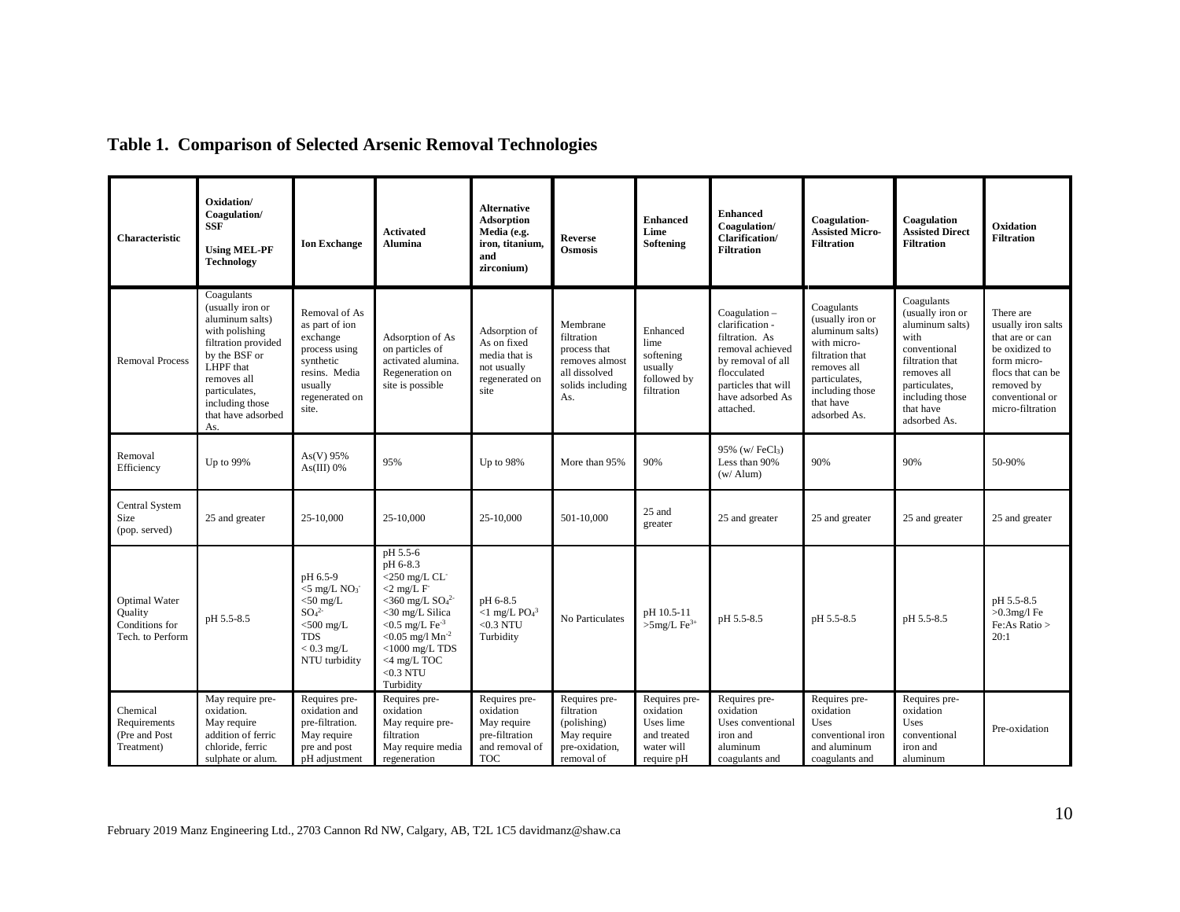## Table 1. Comparison of Selected Arsenic Removal Technologies

| Characteristic | Oxidation/ Coagulation/ SSF Using MEL-PF Technology | Ion Exchange | Activated Alumina | Alternative Adsorption Media (e.g. iron, titanium, and zirconium) | Reverse Osmosis | Enhanced Lime Softening | Enhanced Coagulation/ Clarification/ Filtration | Coagulation-Assisted Micro-Filtration | Coagulation Assisted Direct Filtration | Oxidation Filtration |
|---|---|---|---|---|---|---|---|---|---|---|
| Removal Process | Coagulants (usually iron or aluminum salts) with polishing filtration provided by the BSF or LHPF that removes all particulates, including those that have adsorbed As. | Removal of As as part of ion exchange process using synthetic resins. Media usually regenerated on site. | Adsorption of As on particles of activated alumina. Regeneration on site is possible | Adsorption of As on fixed media that is not usually regenerated on site | Membrane filtration process that removes almost all dissolved solids including As. | Enhanced lime softening usually followed by filtration | Coagulation – clarification - filtration. As removal achieved by removal of all flocculated particles that will have adsorbed As attached. | Coagulants (usually iron or aluminum salts) with micro-filtration that removes all particulates, including those that have adsorbed As. | Coagulants (usually iron or aluminum salts) with conventional filtration that removes all particulates, including those that have adsorbed As. | There are usually iron salts that are or can be oxidized to form micro-flocs that can be removed by conventional or micro-filtration |
| Removal Efficiency | Up to 99% | As(V) 95% As(III) 0% | 95% | Up to 98% | More than 95% | 90% | 95% (w/ $FeCl_3$) Less than 90% (w/ Alum) | 90% | 90% | 50-90% |
| Central System Size (pop. served) | 25 and greater | 25-10,000 | 25-10,000 | 25-10,000 | 501-10,000 | 25 and greater | 25 and greater | 25 and greater | 25 and greater | 25 and greater |
| Optimal Water Quality Conditions for Tech. to Perform | pH 5.5-8.5 | pH 6.5-9 <5 mg/L $NO_3^-$ <50 mg/L $SO_4^{2-}$ <500 mg/L TDS < 0.3 mg/L NTU turbidity | pH 5.5-6 pH 6-8.3 <250 mg/L $CL^-$ <2 mg/L $F^-$ <360 mg/L $SO_4^{2-}$ <30 mg/L Silica <0.5 mg/L $Fe^{-3}$ <0.05 mg/l $Mn^{-2}$ <1000 mg/L TDS <4 mg/L TOC <0.3 NTU Turbidity | pH 6-8.5 <1 mg/L $PO_4^{3}$ <0.3 NTU Turbidity | No Particulates | pH 10.5-11 >5mg/L $Fe^{3+}$ | pH 5.5-8.5 | pH 5.5-8.5 | pH 5.5-8.5 | pH 5.5-8.5 >0.3mg/l Fe Fe:As Ratio > 20:1 |
| Chemical Requirements (Pre and Post Treatment) | May require pre-oxidation. May require addition of ferric chloride, ferric sulphate or alum. | Requires pre-oxidation and pre-filtration. May require pre and post pH adjustment | Requires pre-oxidation May require pre-filtration May require media regeneration | Requires pre-oxidation May require pre-filtration and removal of TOC | Requires pre-filtration (polishing) May require pre-oxidation, removal of | Requires pre-oxidation Uses lime and treated water will require pH | Requires pre-oxidation Uses conventional iron and aluminum coagulants and | Requires pre-oxidation Uses conventional iron and aluminum coagulants and | Requires pre-oxidation Uses conventional iron and aluminum | Pre-oxidation |

February 2019 Manz Engineering Ltd., 2703 Cannon Rd NW, Calgary, AB, T2L 1C5 davidmanz@shaw.ca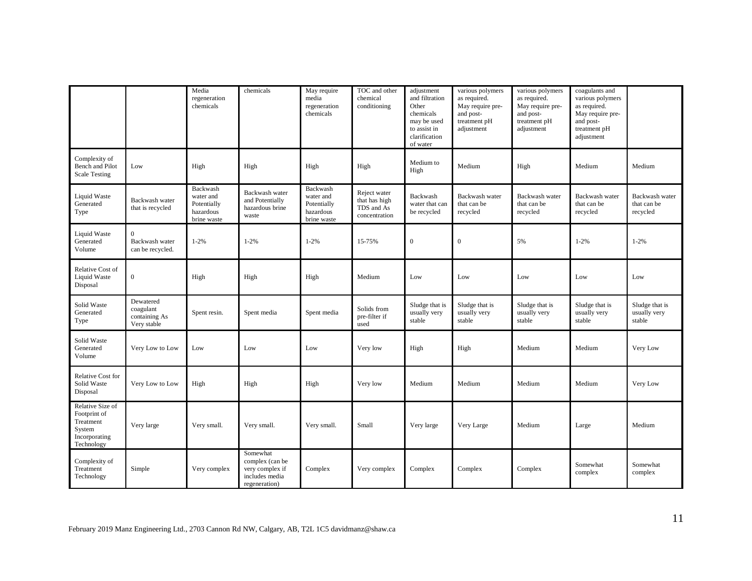| | | | | | | | | | | |
|---|---|---|---|---|---|---|---|---|---|---|
| | | Media regeneration chemicals | chemicals | May require media regeneration chemicals | TOC and other chemical conditioning | adjustment and filtration Other chemicals may be used to assist in clarification of water | various polymers as required. May require pre- and post- treatment pH adjustment | various polymers as required. May require pre- and post- treatment pH adjustment | coagulants and various polymers as required. May require pre- and post- treatment pH adjustment | |
| Complexity of Bench and Pilot Scale Testing | Low | High | High | High | High | Medium to High | Medium | High | Medium | Medium |
| Liquid Waste Generated Type | Backwash water that is recycled | Backwash water and Potentially hazardous brine waste | Backwash water and Potentially hazardous brine waste | Backwash water and Potentially hazardous brine waste | Reject water that has high TDS and As concentration | Backwash water that can be recycled | Backwash water that can be recycled | Backwash water that can be recycled | Backwash water that can be recycled | Backwash water that can be recycled |
| Liquid Waste Generated Volume | 0 Backwash water can be recycled. | 1-2% | 1-2% | 1-2% | 15-75% | 0 | 0 | 5% | 1-2% | 1-2% |
| Relative Cost of Liquid Waste Disposal | 0 | High | High | High | Medium | Low | Low | Low | Low | Low |
| Solid Waste Generated Type | Dewatered coagulant containing As Very stable | Spent resin. | Spent media | Spent media | Solids from pre-filter if used | Sludge that is usually very stable | Sludge that is usually very stable | Sludge that is usually very stable | Sludge that is usually very stable | Sludge that is usually very stable |
| Solid Waste Generated Volume | Very Low to Low | Low | Low | Low | Very low | High | High | Medium | Medium | Very Low |
| Relative Cost for Solid Waste Disposal | Very Low to Low | High | High | High | Very low | Medium | Medium | Medium | Medium | Very Low |
| Relative Size of Footprint of Treatment System Incorporating Technology | Very large | Very small. | Very small. | Very small. | Small | Very large | Very Large | Medium | Large | Medium |
| Complexity of Treatment Technology | Simple | Very complex | Somewhat complex (can be very complex if includes media regeneration) | Complex | Very complex | Complex | Complex | Complex | Somewhat complex | Somewhat complex |

February 2019 Manz Engineering Ltd., 2703 Cannon Rd NW, Calgary, AB, T2L 1C5 davidmanz@shaw.ca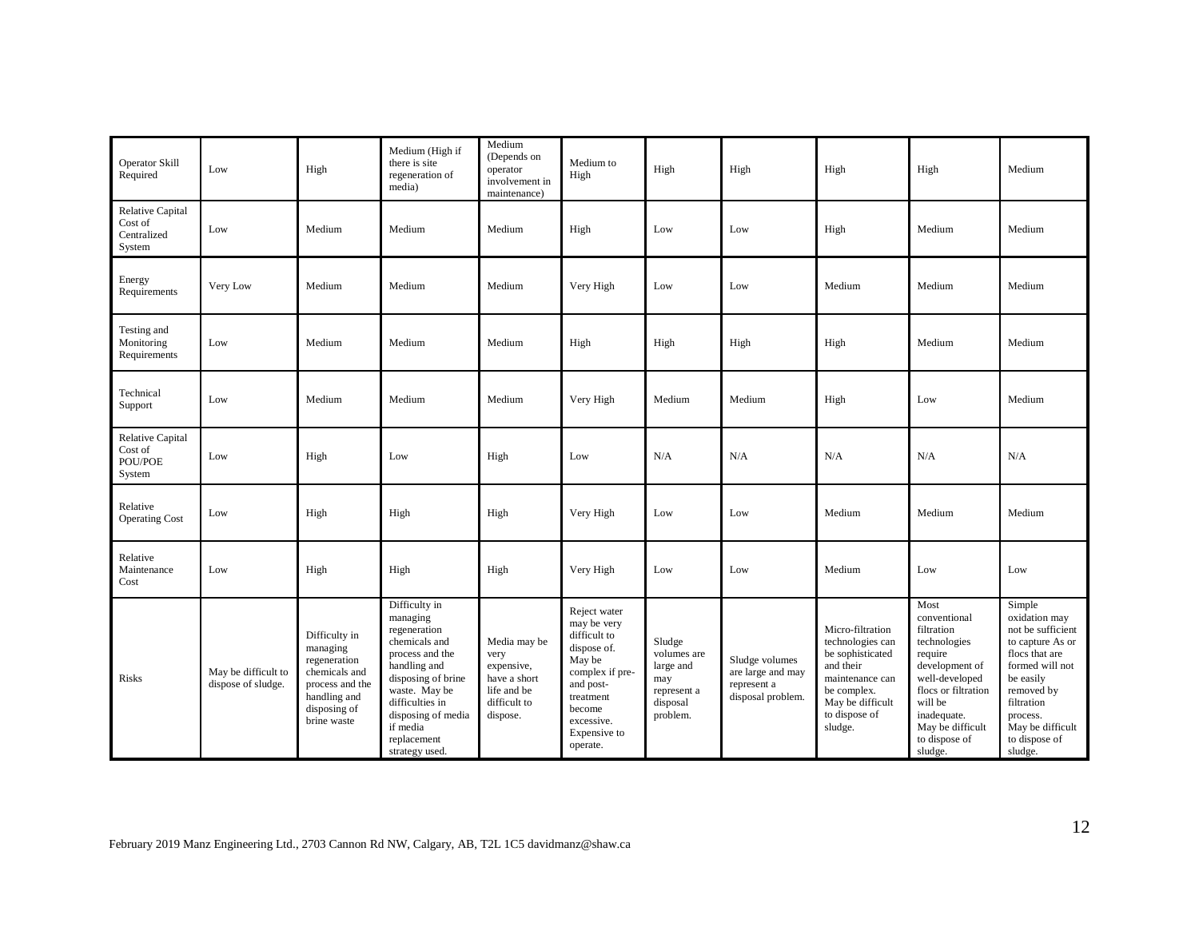| | | | | | | | | | | |
|---|---|---|---|---|---|---|---|---|---|---|
| Operator Skill Required | Low | High | Medium (High if there is site regeneration of media) | Medium (Depends on operator involvement in maintenance) | Medium to High | High | High | High | High | Medium |
| Relative Capital Cost of Centralized System | Low | Medium | Medium | Medium | High | Low | Low | High | Medium | Medium |
| Energy Requirements | Very Low | Medium | Medium | Medium | Very High | Low | Low | Medium | Medium | Medium |
| Testing and Monitoring Requirements | Low | Medium | Medium | Medium | High | High | High | High | Medium | Medium |
| Technical Support | Low | Medium | Medium | Medium | Very High | Medium | Medium | High | Low | Medium |
| Relative Capital Cost of POU/POE System | Low | High | Low | High | Low | N/A | N/A | N/A | N/A | N/A |
| Relative Operating Cost | Low | High | High | High | Very High | Low | Low | Medium | Medium | Medium |
| Relative Maintenance Cost | Low | High | High | High | Very High | Low | Low | Medium | Low | Low |
| Risks | May be difficult to dispose of sludge. | Difficulty in managing regeneration chemicals and process and the handling and disposing of brine waste | Difficulty in managing regeneration chemicals and process and the handling and disposing of brine waste. May be difficulties in disposing of media if media replacement strategy used. | Media may be very expensive, have a short life and be difficult to dispose. | Reject water may be very difficult to dispose of. May be complex if pre- and post-treatment become excessive. Expensive to operate. | Sludge volumes are large and may represent a disposal problem. | Sludge volumes are large and may represent a disposal problem. | Micro-filtration technologies can be sophisticated and their maintenance can be complex. May be difficult to dispose of sludge. | Most conventional filtration technologies require development of well-developed flocs or filtration will be inadequate. May be difficult to dispose of sludge. | Simple oxidation may not be sufficient to capture As or flocs that are formed will not be easily removed by filtration process. May be difficult to dispose of sludge. |

February 2019 Manz Engineering Ltd., 2703 Cannon Rd NW, Calgary, AB, T2L 1C5 davidmanz@shaw.ca